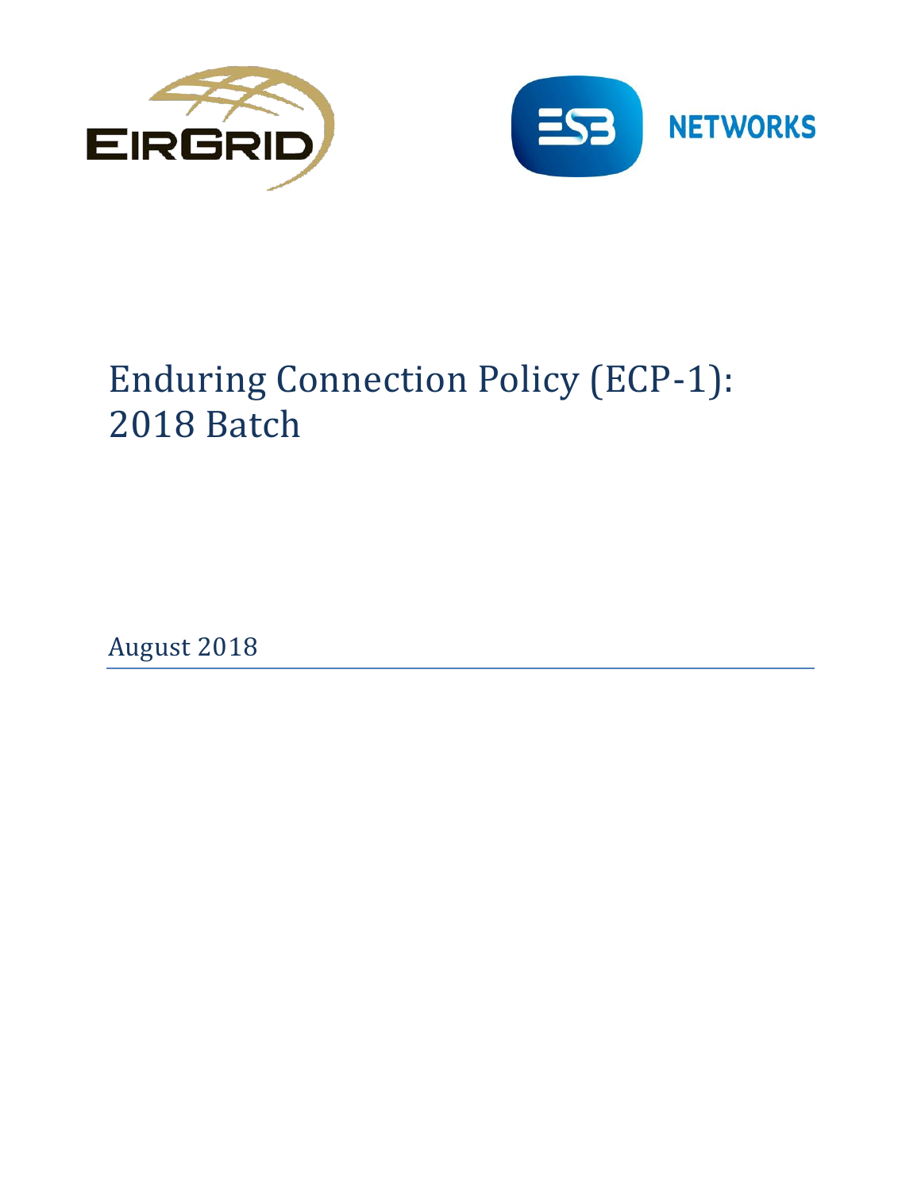EIRGRID

ESB NETWORKS

# Enduring Connection Policy (ECP-1): 2018 Batch

August 2018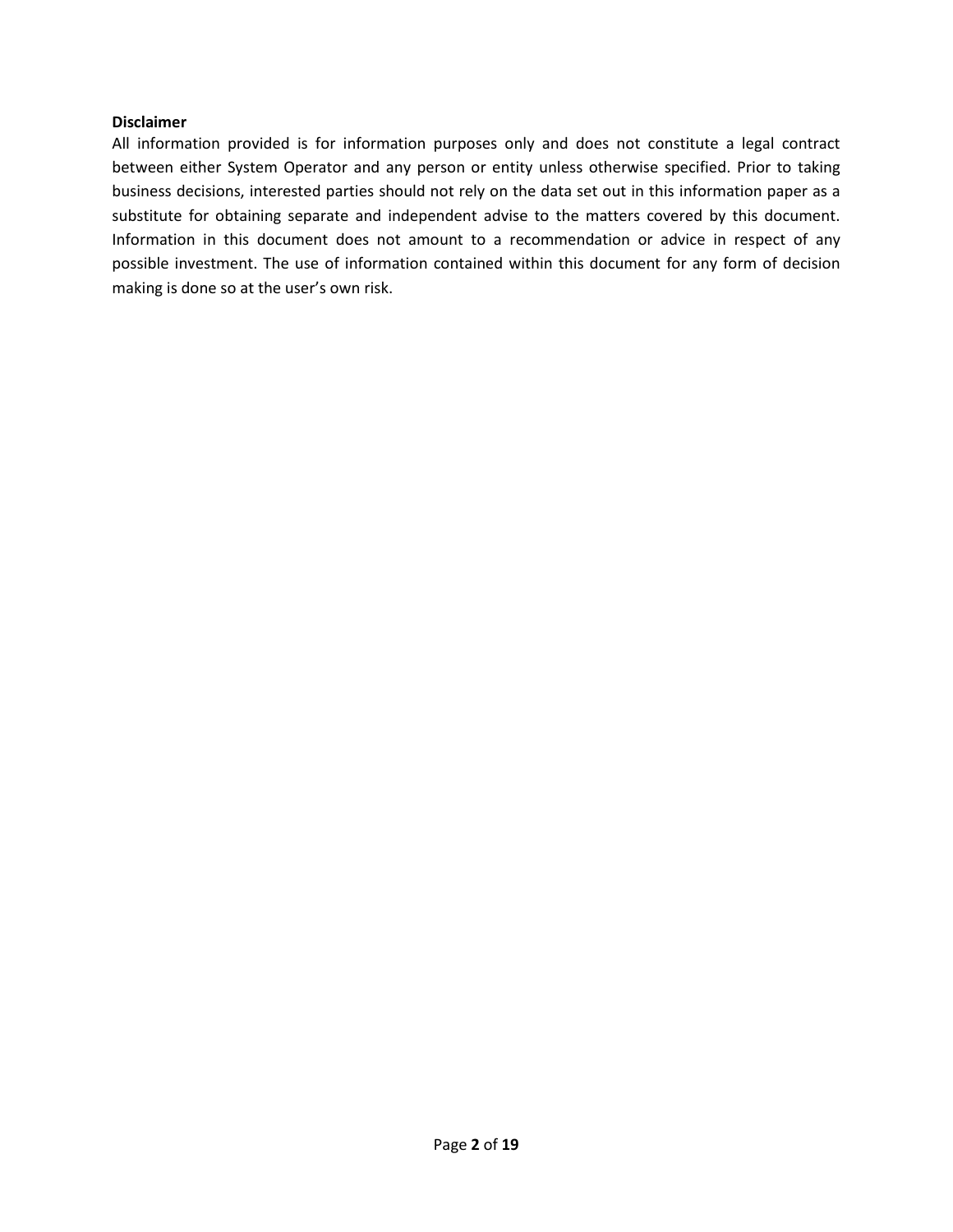**Disclaimer**

All information provided is for information purposes only and does not constitute a legal contract between either System Operator and any person or entity unless otherwise specified. Prior to taking business decisions, interested parties should not rely on the data set out in this information paper as a substitute for obtaining separate and independent advise to the matters covered by this document. Information in this document does not amount to a recommendation or advice in respect of any possible investment. The use of information contained within this document for any form of decision making is done so at the user's own risk.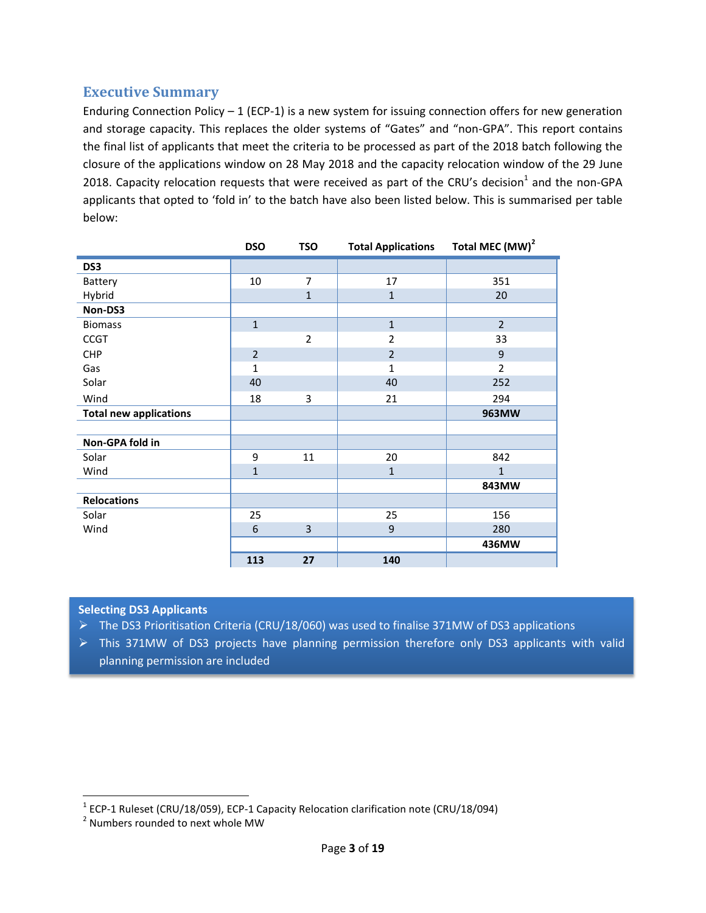## Executive Summary

Enduring Connection Policy – 1 (ECP-1) is a new system for issuing connection offers for new generation and storage capacity. This replaces the older systems of "Gates" and "non-GPA". This report contains the final list of applicants that meet the criteria to be processed as part of the 2018 batch following the closure of the applications window on 28 May 2018 and the capacity relocation window of the 29 June 2018. Capacity relocation requests that were received as part of the CRU's decision[1] and the non-GPA applicants that opted to 'fold in' to the batch have also been listed below. This is summarised per table below:

| | DSO | TSO | Total Applications | Total MEC (MW)[2] |
|---|---|---|---|---|
| **DS3** | | | | |
| Battery | 10 | 7 | 17 | 351 |
| Hybrid | | 1 | 1 | 20 |
| **Non-DS3** | | | | |
| Biomass | 1 | | 1 | 2 |
| CCGT | | 2 | 2 | 33 |
| CHP | 2 | | 2 | 9 |
| Gas | 1 | | 1 | 2 |
| Solar | 40 | | 40 | 252 |
| Wind | 18 | 3 | 21 | 294 |
| **Total new applications** | | | | **963MW** |
| | | | | |
| **Non-GPA fold in** | | | | |
| Solar | 9 | 11 | 20 | 842 |
| Wind | 1 | | 1 | 1 |
| | | | | **843MW** |
| **Relocations** | | | | |
| Solar | 25 | | 25 | 156 |
| Wind | 6 | 3 | 9 | 280 |
| | | | | **436MW** |
| | **113** | **27** | **140** | |

**Selecting DS3 Applicants**

- The DS3 Prioritisation Criteria (CRU/18/060) was used to finalise 371MW of DS3 applications
- This 371MW of DS3 projects have planning permission therefore only DS3 applicants with valid planning permission are included

[1] ECP-1 Ruleset (CRU/18/059), ECP-1 Capacity Relocation clarification note (CRU/18/094)

[2] Numbers rounded to next whole MW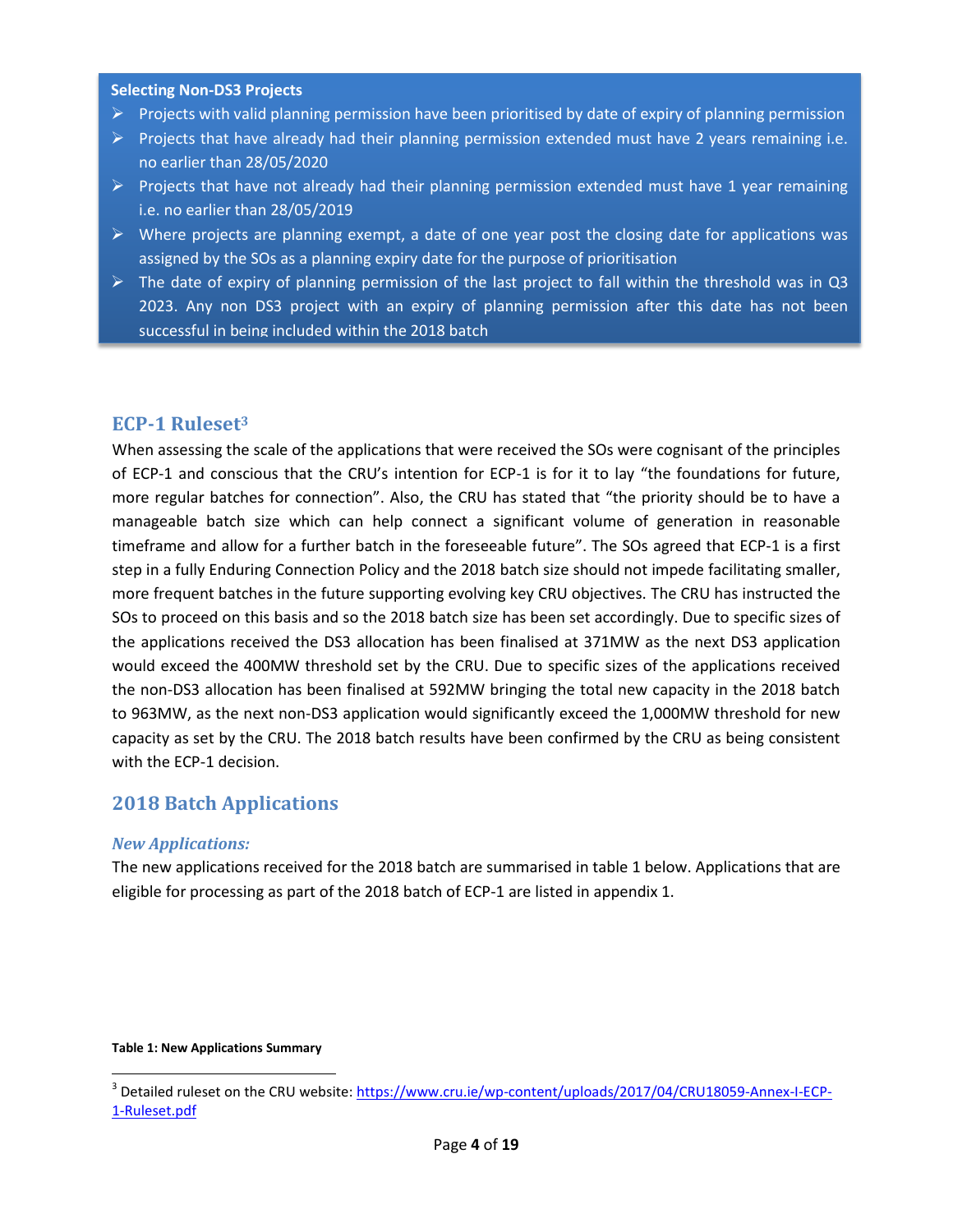**Selecting Non-DS3 Projects**

- Projects with valid planning permission have been prioritised by date of expiry of planning permission
- Projects that have already had their planning permission extended must have 2 years remaining i.e. no earlier than 28/05/2020
- Projects that have not already had their planning permission extended must have 1 year remaining i.e. no earlier than 28/05/2019
- Where projects are planning exempt, a date of one year post the closing date for applications was assigned by the SOs as a planning expiry date for the purpose of prioritisation
- The date of expiry of planning permission of the last project to fall within the threshold was in Q3 2023. Any non DS3 project with an expiry of planning permission after this date has not been successful in being included within the 2018 batch

## ECP-1 Ruleset[3]

When assessing the scale of the applications that were received the SOs were cognisant of the principles of ECP-1 and conscious that the CRU's intention for ECP-1 is for it to lay "the foundations for future, more regular batches for connection". Also, the CRU has stated that "the priority should be to have a manageable batch size which can help connect a significant volume of generation in reasonable timeframe and allow for a further batch in the foreseeable future". The SOs agreed that ECP-1 is a first step in a fully Enduring Connection Policy and the 2018 batch size should not impede facilitating smaller, more frequent batches in the future supporting evolving key CRU objectives. The CRU has instructed the SOs to proceed on this basis and so the 2018 batch size has been set accordingly. Due to specific sizes of the applications received the DS3 allocation has been finalised at 371MW as the next DS3 application would exceed the 400MW threshold set by the CRU. Due to specific sizes of the applications received the non-DS3 allocation has been finalised at 592MW bringing the total new capacity in the 2018 batch to 963MW, as the next non-DS3 application would significantly exceed the 1,000MW threshold for new capacity as set by the CRU. The 2018 batch results have been confirmed by the CRU as being consistent with the ECP-1 decision.

## 2018 Batch Applications

### *New Applications:*

The new applications received for the 2018 batch are summarised in table 1 below. Applications that are eligible for processing as part of the 2018 batch of ECP-1 are listed in appendix 1.

**Table 1: New Applications Summary**

[3] Detailed ruleset on the CRU website: https://www.cru.ie/wp-content/uploads/2017/04/CRU18059-Annex-I-ECP-1-Ruleset.pdf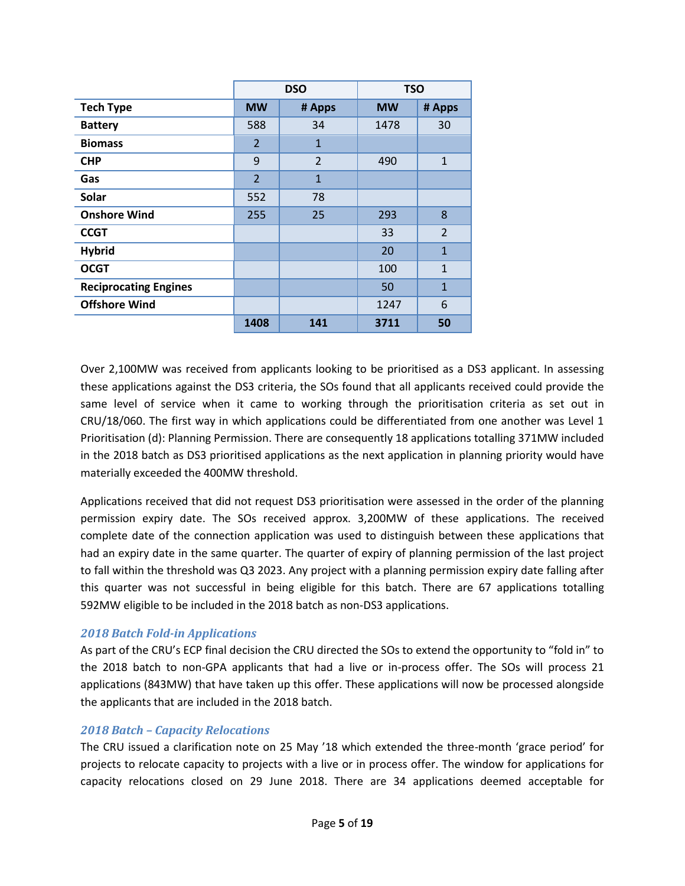| | DSO | | TSO | |
|---|---|---|---|---|
| **Tech Type** | **MW** | **# Apps** | **MW** | **# Apps** |
| **Battery** | 588 | 34 | 1478 | 30 |
| **Biomass** | 2 | 1 | | |
| **CHP** | 9 | 2 | 490 | 1 |
| **Gas** | 2 | 1 | | |
| **Solar** | 552 | 78 | | |
| **Onshore Wind** | 255 | 25 | 293 | 8 |
| **CCGT** | | | 33 | 2 |
| **Hybrid** | | | 20 | 1 |
| **OCGT** | | | 100 | 1 |
| **Reciprocating Engines** | | | 50 | 1 |
| **Offshore Wind** | | | 1247 | 6 |
| | **1408** | **141** | **3711** | **50** |

Over 2,100MW was received from applicants looking to be prioritised as a DS3 applicant. In assessing these applications against the DS3 criteria, the SOs found that all applicants received could provide the same level of service when it came to working through the prioritisation criteria as set out in CRU/18/060. The first way in which applications could be differentiated from one another was Level 1 Prioritisation (d): Planning Permission. There are consequently 18 applications totalling 371MW included in the 2018 batch as DS3 prioritised applications as the next application in planning priority would have materially exceeded the 400MW threshold.

Applications received that did not request DS3 prioritisation were assessed in the order of the planning permission expiry date. The SOs received approx. 3,200MW of these applications. The received complete date of the connection application was used to distinguish between these applications that had an expiry date in the same quarter. The quarter of expiry of planning permission of the last project to fall within the threshold was Q3 2023. Any project with a planning permission expiry date falling after this quarter was not successful in being eligible for this batch. There are 67 applications totalling 592MW eligible to be included in the 2018 batch as non-DS3 applications.

### *2018 Batch Fold-in Applications*

As part of the CRU's ECP final decision the CRU directed the SOs to extend the opportunity to "fold in" to the 2018 batch to non-GPA applicants that had a live or in-process offer. The SOs will process 21 applications (843MW) that have taken up this offer. These applications will now be processed alongside the applicants that are included in the 2018 batch.

### *2018 Batch – Capacity Relocations*

The CRU issued a clarification note on 25 May '18 which extended the three-month 'grace period' for projects to relocate capacity to projects with a live or in process offer. The window for applications for capacity relocations closed on 29 June 2018. There are 34 applications deemed acceptable for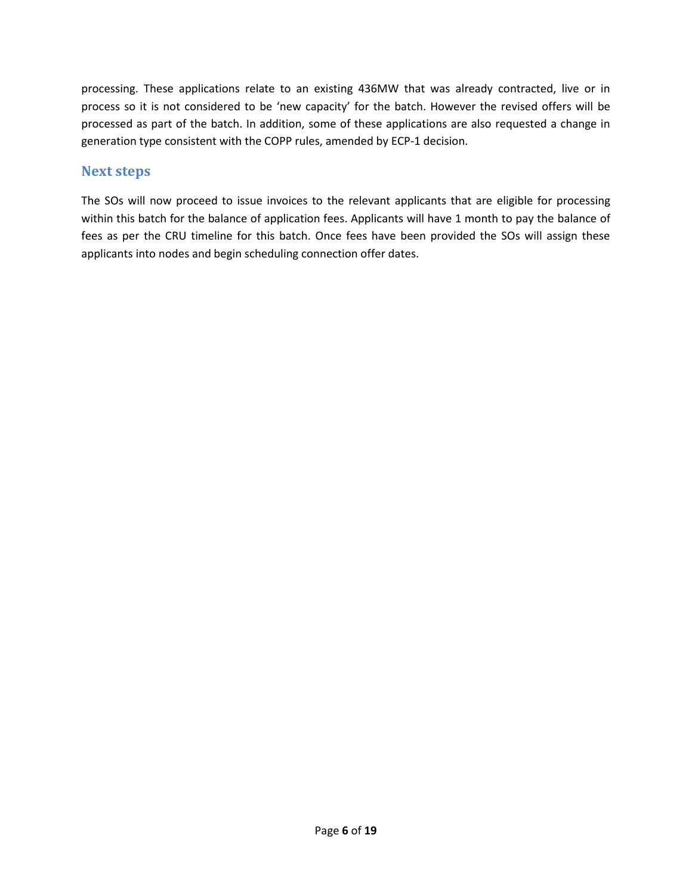processing. These applications relate to an existing 436MW that was already contracted, live or in process so it is not considered to be 'new capacity' for the batch. However the revised offers will be processed as part of the batch. In addition, some of these applications are also requested a change in generation type consistent with the COPP rules, amended by ECP-1 decision.

## Next steps

The SOs will now proceed to issue invoices to the relevant applicants that are eligible for processing within this batch for the balance of application fees. Applicants will have 1 month to pay the balance of fees as per the CRU timeline for this batch. Once fees have been provided the SOs will assign these applicants into nodes and begin scheduling connection offer dates.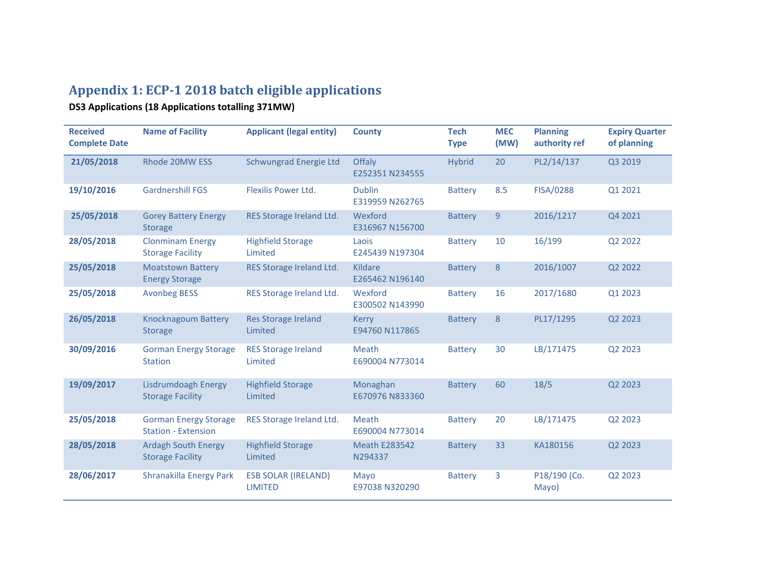## Appendix 1: ECP-1 2018 batch eligible applications

**DS3 Applications (18 Applications totalling 371MW)**

| Received Complete Date | Name of Facility | Applicant (legal entity) | County | Tech Type | MEC (MW) | Planning authority ref | Expiry Quarter of planning |
|---|---|---|---|---|---|---|---|
| **21/05/2018** | Rhode 20MW ESS | Schwungrad Energie Ltd | Offaly E252351 N234555 | Hybrid | 20 | PL2/14/137 | Q3 2019 |
| **19/10/2016** | Gardnershill FGS | Flexilis Power Ltd. | Dublin E319959 N262765 | Battery | 8.5 | FISA/0288 | Q1 2021 |
| **25/05/2018** | Gorey Battery Energy Storage | RES Storage Ireland Ltd. | Wexford E316967 N156700 | Battery | 9 | 2016/1217 | Q4 2021 |
| **28/05/2018** | Clonminam Energy Storage Facility | Highfield Storage Limited | Laois E245439 N197304 | Battery | 10 | 16/199 | Q2 2022 |
| **25/05/2018** | Moatstown Battery Energy Storage | RES Storage Ireland Ltd. | Kildare E265462 N196140 | Battery | 8 | 2016/1007 | Q2 2022 |
| **25/05/2018** | Avonbeg BESS | RES Storage Ireland Ltd. | Wexford E300502 N143990 | Battery | 16 | 2017/1680 | Q1 2023 |
| **26/05/2018** | Knocknagoum Battery Storage | Res Storage Ireland Limited | Kerry E94760 N117865 | Battery | 8 | PL17/1295 | Q2 2023 |
| **30/09/2016** | Gorman Energy Storage Station | RES Storage Ireland Limited | Meath E690004 N773014 | Battery | 30 | LB/171475 | Q2 2023 |
| **19/09/2017** | Lisdrumdoagh Energy Storage Facility | Highfield Storage Limited | Monaghan E670976 N833360 | Battery | 60 | 18/5 | Q2 2023 |
| **25/05/2018** | Gorman Energy Storage Station - Extension | RES Storage Ireland Ltd. | Meath E690004 N773014 | Battery | 20 | LB/171475 | Q2 2023 |
| **28/05/2018** | Ardagh South Energy Storage Facility | Highfield Storage Limited | Meath E283542 N294337 | Battery | 33 | KA180156 | Q2 2023 |
| **28/06/2017** | Shranakilla Energy Park | ESB SOLAR (IRELAND) LIMITED | Mayo E97038 N320290 | Battery | 3 | P18/190 (Co. Mayo) | Q2 2023 |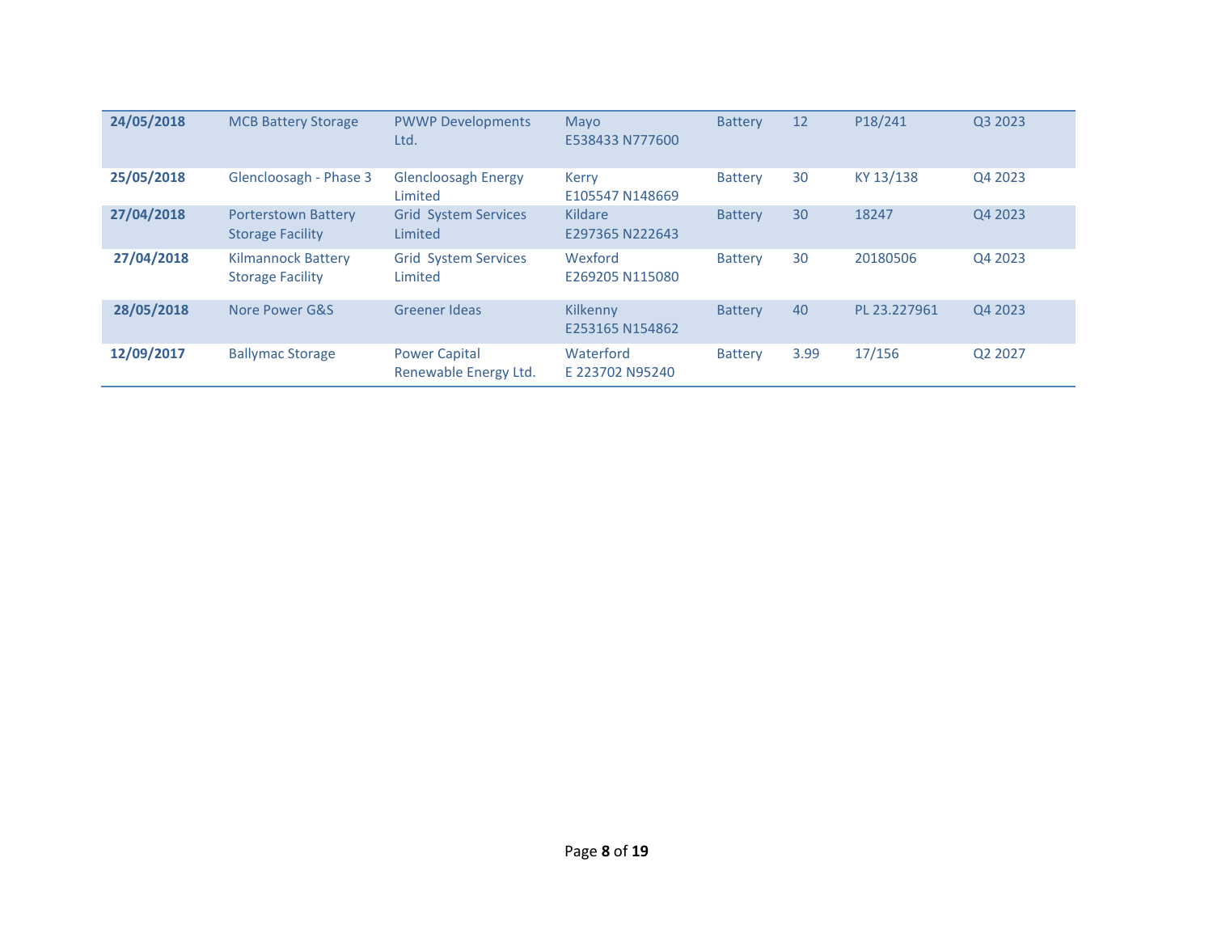| | | | | | | | |
|---|---|---|---|---|---|---|---|
| **24/05/2018** | MCB Battery Storage | PWWP Developments Ltd. | Mayo E538433 N777600 | Battery | 12 | P18/241 | Q3 2023 |
| **25/05/2018** | Glencloosagh - Phase 3 | Glencloosagh Energy Limited | Kerry E105547 N148669 | Battery | 30 | KY 13/138 | Q4 2023 |
| **27/04/2018** | Porterstown Battery Storage Facility | Grid System Services Limited | Kildare E297365 N222643 | Battery | 30 | 18247 | Q4 2023 |
| **27/04/2018** | Kilmannock Battery Storage Facility | Grid System Services Limited | Wexford E269205 N115080 | Battery | 30 | 20180506 | Q4 2023 |
| **28/05/2018** | Nore Power G&S | Greener Ideas | Kilkenny E253165 N154862 | Battery | 40 | PL 23.227961 | Q4 2023 |
| **12/09/2017** | Ballymac Storage | Power Capital Renewable Energy Ltd. | Waterford E 223702 N95240 | Battery | 3.99 | 17/156 | Q2 2027 |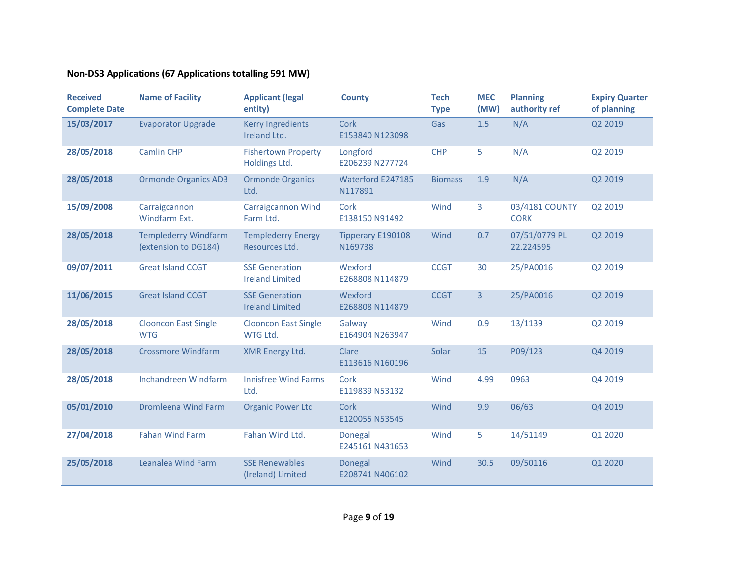**Non-DS3 Applications (67 Applications totalling 591 MW)**

| Received Complete Date | Name of Facility | Applicant (legal entity) | County | Tech Type | MEC (MW) | Planning authority ref | Expiry Quarter of planning |
|---|---|---|---|---|---|---|---|
| 15/03/2017 | Evaporator Upgrade | Kerry Ingredients Ireland Ltd. | Cork E153840 N123098 | Gas | 1.5 | N/A | Q2 2019 |
| 28/05/2018 | Camlin CHP | Fishertown Property Holdings Ltd. | Longford E206239 N277724 | CHP | 5 | N/A | Q2 2019 |
| 28/05/2018 | Ormonde Organics AD3 | Ormonde Organics Ltd. | Waterford E247185 N117891 | Biomass | 1.9 | N/A | Q2 2019 |
| 15/09/2008 | Carraigcannon Windfarm Ext. | Carraigcannon Wind Farm Ltd. | Cork E138150 N91492 | Wind | 3 | 03/4181 COUNTY CORK | Q2 2019 |
| 28/05/2018 | Templederry Windfarm (extension to DG184) | Templederry Energy Resources Ltd. | Tipperary E190108 N169738 | Wind | 0.7 | 07/51/0779 PL 22.224595 | Q2 2019 |
| 09/07/2011 | Great Island CCGT | SSE Generation Ireland Limited | Wexford E268808 N114879 | CCGT | 30 | 25/PA0016 | Q2 2019 |
| 11/06/2015 | Great Island CCGT | SSE Generation Ireland Limited | Wexford E268808 N114879 | CCGT | 3 | 25/PA0016 | Q2 2019 |
| 28/05/2018 | Clooncon East Single WTG | Clooncon East Single WTG Ltd. | Galway E164904 N263947 | Wind | 0.9 | 13/1139 | Q2 2019 |
| 28/05/2018 | Crossmore Windfarm | XMR Energy Ltd. | Clare E113616 N160196 | Solar | 15 | P09/123 | Q4 2019 |
| 28/05/2018 | Inchandreen Windfarm | Innisfree Wind Farms Ltd. | Cork E119839 N53132 | Wind | 4.99 | 0963 | Q4 2019 |
| 05/01/2010 | Dromleena Wind Farm | Organic Power Ltd | Cork E120055 N53545 | Wind | 9.9 | 06/63 | Q4 2019 |
| 27/04/2018 | Fahan Wind Farm | Fahan Wind Ltd. | Donegal E245161 N431653 | Wind | 5 | 14/51149 | Q1 2020 |
| 25/05/2018 | Leanalea Wind Farm | SSE Renewables (Ireland) Limited | Donegal E208741 N406102 | Wind | 30.5 | 09/50116 | Q1 2020 |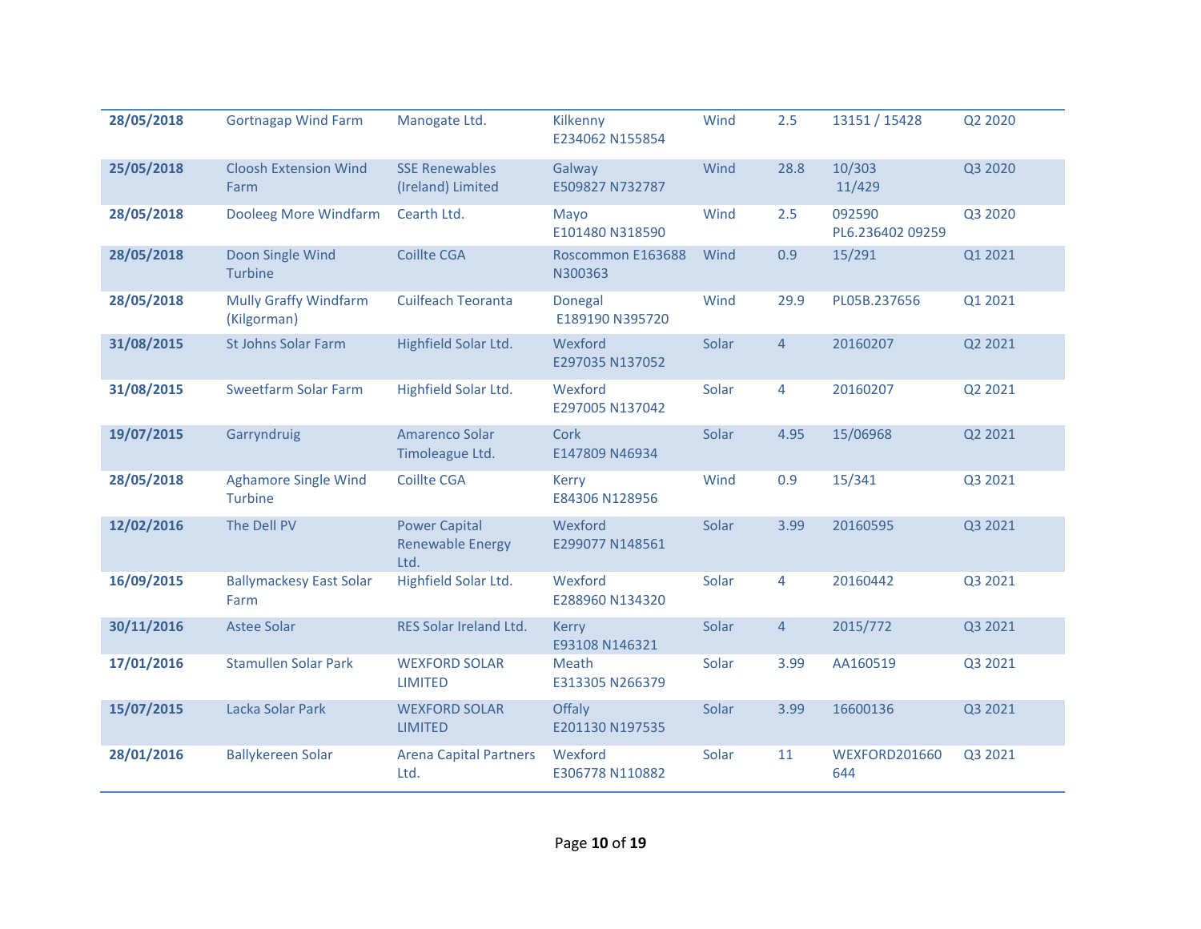| | | | | | | | |
|---|---|---|---|---|---|---|---|
| **28/05/2018** | Gortnagap Wind Farm | Manogate Ltd. | Kilkenny E234062 N155854 | Wind | 2.5 | 13151 / 15428 | Q2 2020 |
| **25/05/2018** | Cloosh Extension Wind Farm | SSE Renewables (Ireland) Limited | Galway E509827 N732787 | Wind | 28.8 | 10/303 11/429 | Q3 2020 |
| **28/05/2018** | Dooleeg More Windfarm | Cearth Ltd. | Mayo E101480 N318590 | Wind | 2.5 | 092590 PL6.236402 09259 | Q3 2020 |
| **28/05/2018** | Doon Single Wind Turbine | Coillte CGA | Roscommon E163688 N300363 | Wind | 0.9 | 15/291 | Q1 2021 |
| **28/05/2018** | Mully Graffy Windfarm (Kilgorman) | Cuilfeach Teoranta | Donegal E189190 N395720 | Wind | 29.9 | PL05B.237656 | Q1 2021 |
| **31/08/2015** | St Johns Solar Farm | Highfield Solar Ltd. | Wexford E297035 N137052 | Solar | 4 | 20160207 | Q2 2021 |
| **31/08/2015** | Sweetfarm Solar Farm | Highfield Solar Ltd. | Wexford E297005 N137042 | Solar | 4 | 20160207 | Q2 2021 |
| **19/07/2015** | Garryndruig | Amarenco Solar Timoleague Ltd. | Cork E147809 N46934 | Solar | 4.95 | 15/06968 | Q2 2021 |
| **28/05/2018** | Aghamore Single Wind Turbine | Coillte CGA | Kerry E84306 N128956 | Wind | 0.9 | 15/341 | Q3 2021 |
| **12/02/2016** | The Dell PV | Power Capital Renewable Energy Ltd. | Wexford E299077 N148561 | Solar | 3.99 | 20160595 | Q3 2021 |
| **16/09/2015** | Ballymackesy East Solar Farm | Highfield Solar Ltd. | Wexford E288960 N134320 | Solar | 4 | 20160442 | Q3 2021 |
| **30/11/2016** | Astee Solar | RES Solar Ireland Ltd. | Kerry E93108 N146321 | Solar | 4 | 2015/772 | Q3 2021 |
| **17/01/2016** | Stamullen Solar Park | WEXFORD SOLAR LIMITED | Meath E313305 N266379 | Solar | 3.99 | AA160519 | Q3 2021 |
| **15/07/2015** | Lacka Solar Park | WEXFORD SOLAR LIMITED | Offaly E201130 N197535 | Solar | 3.99 | 16600136 | Q3 2021 |
| **28/01/2016** | Ballykereen Solar | Arena Capital Partners Ltd. | Wexford E306778 N110882 | Solar | 11 | WEXFORD201660644 | Q3 2021 |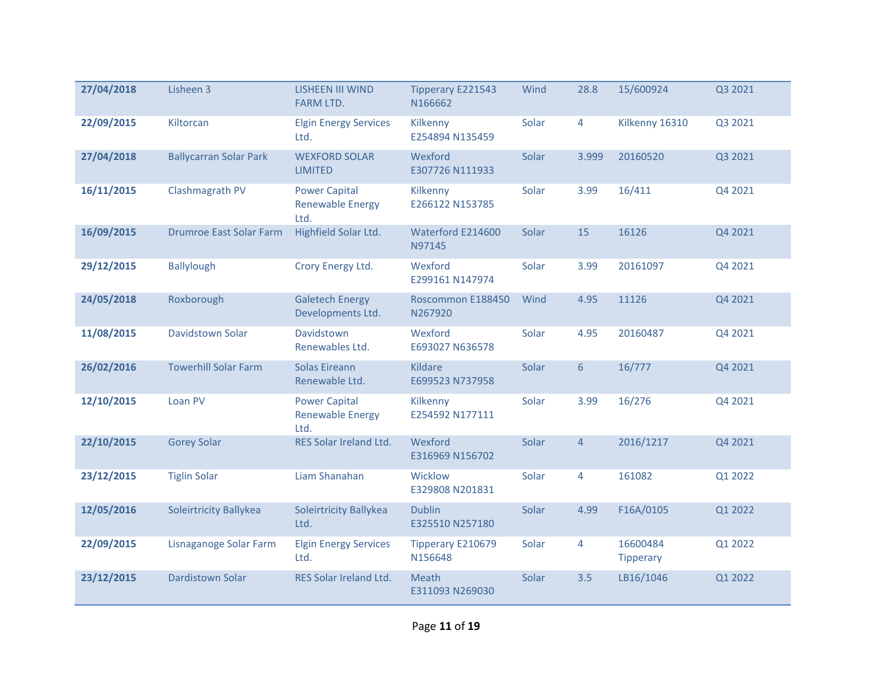| | | | | | | | |
|---|---|---|---|---|---|---|---|
| **27/04/2018** | Lisheen 3 | LISHEEN III WIND FARM LTD. | Tipperary E221543 N166662 | Wind | 28.8 | 15/600924 | Q3 2021 |
| **22/09/2015** | Kiltorcan | Elgin Energy Services Ltd. | Kilkenny E254894 N135459 | Solar | 4 | Kilkenny 16310 | Q3 2021 |
| **27/04/2018** | Ballycarran Solar Park | WEXFORD SOLAR LIMITED | Wexford E307726 N111933 | Solar | 3.999 | 20160520 | Q3 2021 |
| **16/11/2015** | Clashmagrath PV | Power Capital Renewable Energy Ltd. | Kilkenny E266122 N153785 | Solar | 3.99 | 16/411 | Q4 2021 |
| **16/09/2015** | Drumroe East Solar Farm | Highfield Solar Ltd. | Waterford E214600 N97145 | Solar | 15 | 16126 | Q4 2021 |
| **29/12/2015** | Ballylough | Crory Energy Ltd. | Wexford E299161 N147974 | Solar | 3.99 | 20161097 | Q4 2021 |
| **24/05/2018** | Roxborough | Galetech Energy Developments Ltd. | Roscommon E188450 N267920 | Wind | 4.95 | 11126 | Q4 2021 |
| **11/08/2015** | Davidstown Solar | Davidstown Renewables Ltd. | Wexford E693027 N636578 | Solar | 4.95 | 20160487 | Q4 2021 |
| **26/02/2016** | Towerhill Solar Farm | Solas Eireann Renewable Ltd. | Kildare E699523 N737958 | Solar | 6 | 16/777 | Q4 2021 |
| **12/10/2015** | Loan PV | Power Capital Renewable Energy Ltd. | Kilkenny E254592 N177111 | Solar | 3.99 | 16/276 | Q4 2021 |
| **22/10/2015** | Gorey Solar | RES Solar Ireland Ltd. | Wexford E316969 N156702 | Solar | 4 | 2016/1217 | Q4 2021 |
| **23/12/2015** | Tiglin Solar | Liam Shanahan | Wicklow E329808 N201831 | Solar | 4 | 161082 | Q1 2022 |
| **12/05/2016** | Soleirtricity Ballykea | Soleirtricity Ballykea Ltd. | Dublin E325510 N257180 | Solar | 4.99 | F16A/0105 | Q1 2022 |
| **22/09/2015** | Lisnaganoge Solar Farm | Elgin Energy Services Ltd. | Tipperary E210679 N156648 | Solar | 4 | 16600484 Tipperary | Q1 2022 |
| **23/12/2015** | Dardistown Solar | RES Solar Ireland Ltd. | Meath E311093 N269030 | Solar | 3.5 | LB16/1046 | Q1 2022 |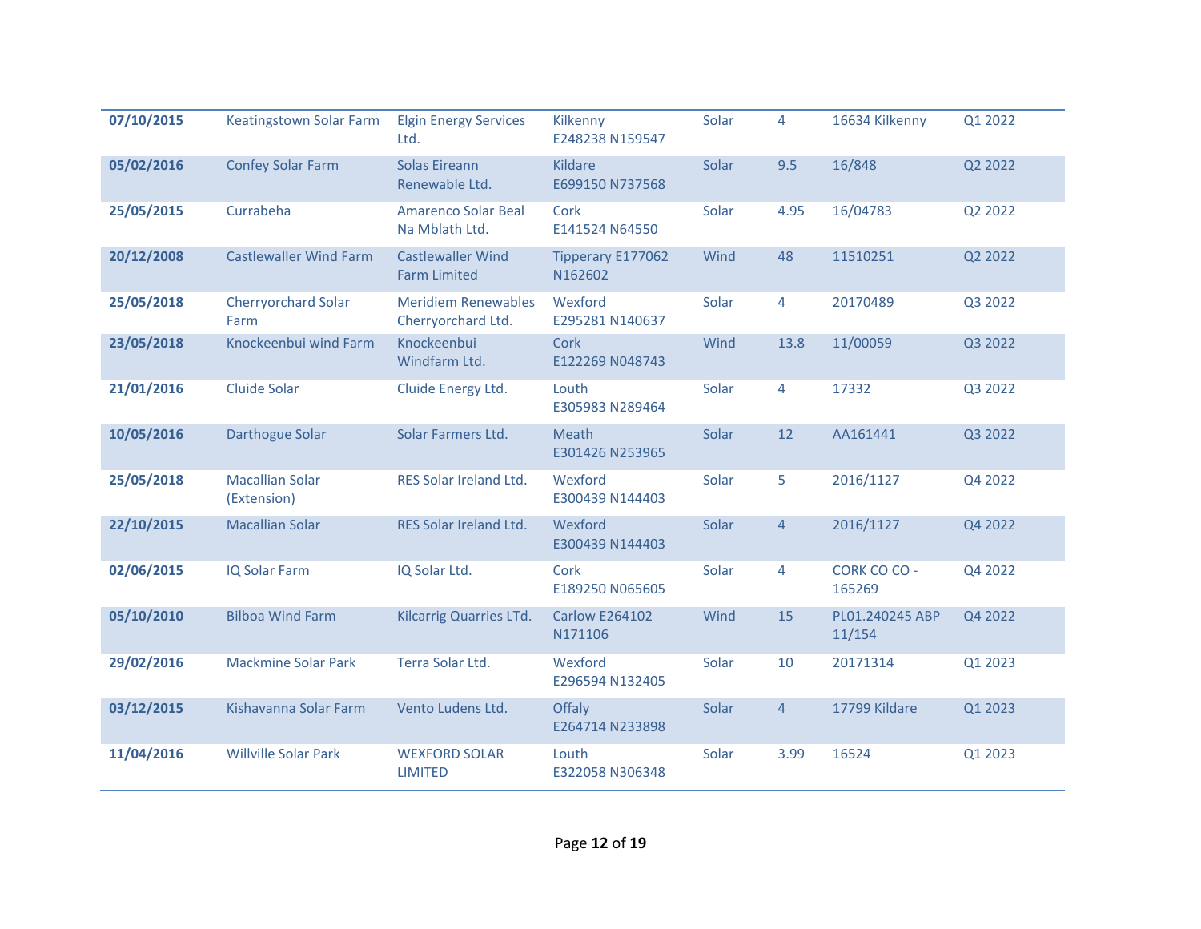| | | | | | | | |
|---|---|---|---|---|---|---|---|
| **07/10/2015** | Keatingstown Solar Farm | Elgin Energy Services Ltd. | Kilkenny E248238 N159547 | Solar | 4 | 16634 Kilkenny | Q1 2022 |
| **05/02/2016** | Confey Solar Farm | Solas Eireann Renewable Ltd. | Kildare E699150 N737568 | Solar | 9.5 | 16/848 | Q2 2022 |
| **25/05/2015** | Currabeha | Amarenco Solar Beal Na Mblath Ltd. | Cork E141524 N64550 | Solar | 4.95 | 16/04783 | Q2 2022 |
| **20/12/2008** | Castlewaller Wind Farm | Castlewaller Wind Farm Limited | Tipperary E177062 N162602 | Wind | 48 | 11510251 | Q2 2022 |
| **25/05/2018** | Cherryorchard Solar Farm | Meridiem Renewables Cherryorchard Ltd. | Wexford E295281 N140637 | Solar | 4 | 20170489 | Q3 2022 |
| **23/05/2018** | Knockeenbui wind Farm | Knockeenbui Windfarm Ltd. | Cork E122269 N048743 | Wind | 13.8 | 11/00059 | Q3 2022 |
| **21/01/2016** | Cluide Solar | Cluide Energy Ltd. | Louth E305983 N289464 | Solar | 4 | 17332 | Q3 2022 |
| **10/05/2016** | Darthogue Solar | Solar Farmers Ltd. | Meath E301426 N253965 | Solar | 12 | AA161441 | Q3 2022 |
| **25/05/2018** | Macallian Solar (Extension) | RES Solar Ireland Ltd. | Wexford E300439 N144403 | Solar | 5 | 2016/1127 | Q4 2022 |
| **22/10/2015** | Macallian Solar | RES Solar Ireland Ltd. | Wexford E300439 N144403 | Solar | 4 | 2016/1127 | Q4 2022 |
| **02/06/2015** | IQ Solar Farm | IQ Solar Ltd. | Cork E189250 N065605 | Solar | 4 | CORK CO CO - 165269 | Q4 2022 |
| **05/10/2010** | Bilboa Wind Farm | Kilcarrig Quarries LTd. | Carlow E264102 N171106 | Wind | 15 | PL01.240245 ABP 11/154 | Q4 2022 |
| **29/02/2016** | Mackmine Solar Park | Terra Solar Ltd. | Wexford E296594 N132405 | Solar | 10 | 20171314 | Q1 2023 |
| **03/12/2015** | Kishavanna Solar Farm | Vento Ludens Ltd. | Offaly E264714 N233898 | Solar | 4 | 17799 Kildare | Q1 2023 |
| **11/04/2016** | Willville Solar Park | WEXFORD SOLAR LIMITED | Louth E322058 N306348 | Solar | 3.99 | 16524 | Q1 2023 |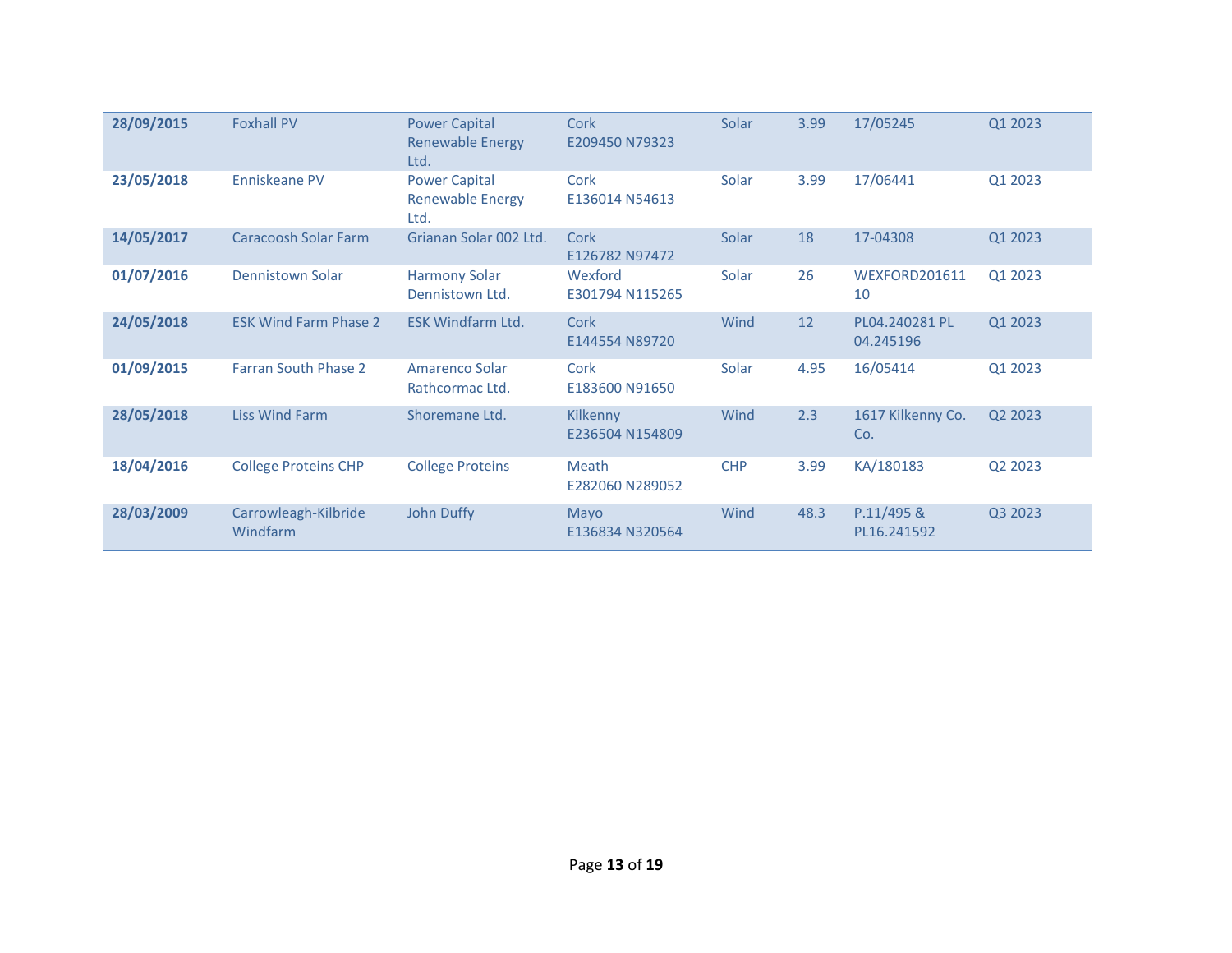| | | | | | | | |
|---|---|---|---|---|---|---|---|
| **28/09/2015** | Foxhall PV | Power Capital Renewable Energy Ltd. | Cork E209450 N79323 | Solar | 3.99 | 17/05245 | Q1 2023 |
| **23/05/2018** | Enniskeane PV | Power Capital Renewable Energy Ltd. | Cork E136014 N54613 | Solar | 3.99 | 17/06441 | Q1 2023 |
| **14/05/2017** | Caracoosh Solar Farm | Grianan Solar 002 Ltd. | Cork E126782 N97472 | Solar | 18 | 17-04308 | Q1 2023 |
| **01/07/2016** | Dennistown Solar | Harmony Solar Dennistown Ltd. | Wexford E301794 N115265 | Solar | 26 | WEXFORD20161110 | Q1 2023 |
| **24/05/2018** | ESK Wind Farm Phase 2 | ESK Windfarm Ltd. | Cork E144554 N89720 | Wind | 12 | PL04.240281 PL 04.245196 | Q1 2023 |
| **01/09/2015** | Farran South Phase 2 | Amarenco Solar Rathcormac Ltd. | Cork E183600 N91650 | Solar | 4.95 | 16/05414 | Q1 2023 |
| **28/05/2018** | Liss Wind Farm | Shoremane Ltd. | Kilkenny E236504 N154809 | Wind | 2.3 | 1617 Kilkenny Co. Co. | Q2 2023 |
| **18/04/2016** | College Proteins CHP | College Proteins | Meath E282060 N289052 | CHP | 3.99 | KA/180183 | Q2 2023 |
| **28/03/2009** | Carrowleagh-Kilbride Windfarm | John Duffy | Mayo E136834 N320564 | Wind | 48.3 | P.11/495 & PL16.241592 | Q3 2023 |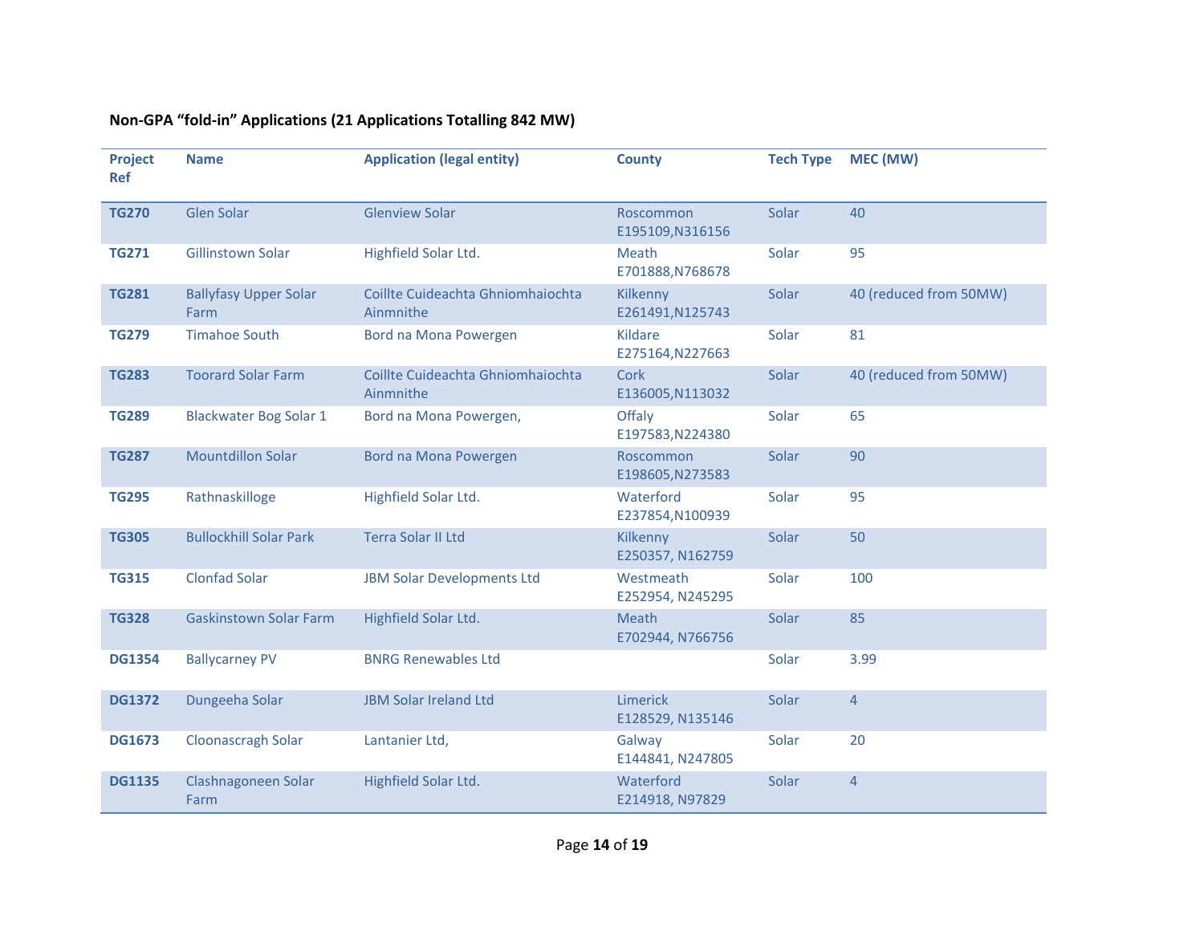**Non-GPA "fold-in" Applications (21 Applications Totalling 842 MW)**

| Project Ref | Name | Application (legal entity) | County | Tech Type | MEC (MW) |
|---|---|---|---|---|---|
| **TG270** | Glen Solar | Glenview Solar | Roscommon E195109,N316156 | Solar | 40 |
| **TG271** | Gillinstown Solar | Highfield Solar Ltd. | Meath E701888,N768678 | Solar | 95 |
| **TG281** | Ballyfasy Upper Solar Farm | Coillte Cuideachta Ghniomhaiochta Ainmnithe | Kilkenny E261491,N125743 | Solar | 40 (reduced from 50MW) |
| **TG279** | Timahoe South | Bord na Mona Powergen | Kildare E275164,N227663 | Solar | 81 |
| **TG283** | Toorard Solar Farm | Coillte Cuideachta Ghniomhaiochta Ainmnithe | Cork E136005,N113032 | Solar | 40 (reduced from 50MW) |
| **TG289** | Blackwater Bog Solar 1 | Bord na Mona Powergen, | Offaly E197583,N224380 | Solar | 65 |
| **TG287** | Mountdillon Solar | Bord na Mona Powergen | Roscommon E198605,N273583 | Solar | 90 |
| **TG295** | Rathnaskilloge | Highfield Solar Ltd. | Waterford E237854,N100939 | Solar | 95 |
| **TG305** | Bullockhill Solar Park | Terra Solar II Ltd | Kilkenny E250357, N162759 | Solar | 50 |
| **TG315** | Clonfad Solar | JBM Solar Developments Ltd | Westmeath E252954, N245295 | Solar | 100 |
| **TG328** | Gaskinstown Solar Farm | Highfield Solar Ltd. | Meath E702944, N766756 | Solar | 85 |
| **DG1354** | Ballycarney PV | BNRG Renewables Ltd | | Solar | 3.99 |
| **DG1372** | Dungeeha Solar | JBM Solar Ireland Ltd | Limerick E128529, N135146 | Solar | 4 |
| **DG1673** | Cloonascragh Solar | Lantanier Ltd, | Galway E144841, N247805 | Solar | 20 |
| **DG1135** | Clashnagoneen Solar Farm | Highfield Solar Ltd. | Waterford E214918, N97829 | Solar | 4 |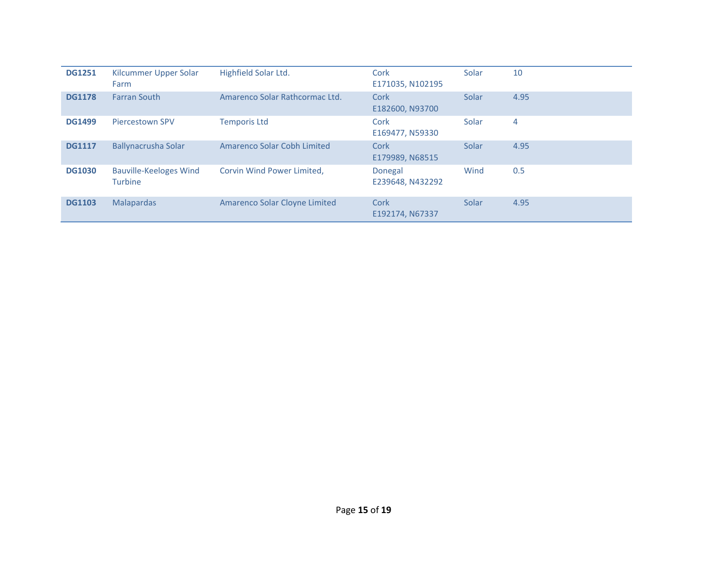| | | | | | |
|---|---|---|---|---|---|
| **DG1251** | Kilcummer Upper Solar Farm | Highfield Solar Ltd. | Cork<br>E171035, N102195 | Solar | 10 |
| **DG1178** | Farran South | Amarenco Solar Rathcormac Ltd. | Cork<br>E182600, N93700 | Solar | 4.95 |
| **DG1499** | Piercestown SPV | Temporis Ltd | Cork<br>E169477, N59330 | Solar | 4 |
| **DG1117** | Ballynacrusha Solar | Amarenco Solar Cobh Limited | Cork<br>E179989, N68515 | Solar | 4.95 |
| **DG1030** | Bauville-Keeloges Wind Turbine | Corvin Wind Power Limited, | Donegal<br>E239648, N432292 | Wind | 0.5 |
| **DG1103** | Malapardas | Amarenco Solar Cloyne Limited | Cork<br>E192174, N67337 | Solar | 4.95 |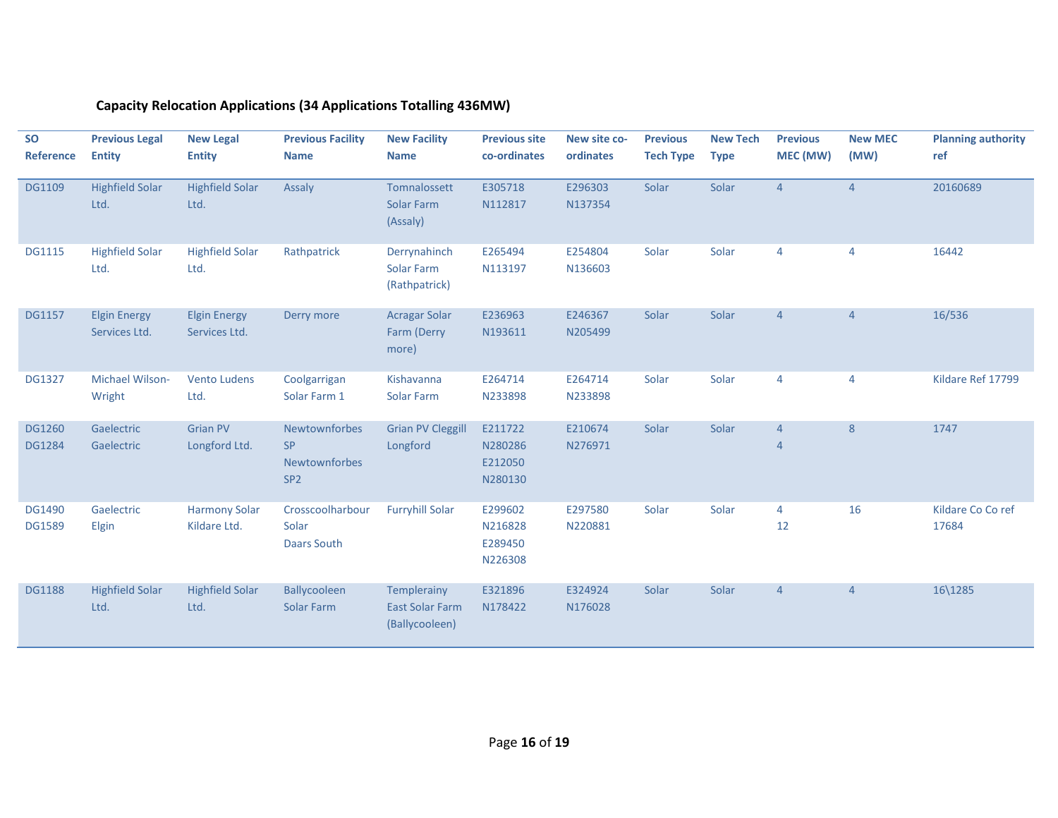**Capacity Relocation Applications (34 Applications Totalling 436MW)**

| SO Reference | Previous Legal Entity | New Legal Entity | Previous Facility Name | New Facility Name | Previous site co-ordinates | New site co-ordinates | Previous Tech Type | New Tech Type | Previous MEC (MW) | New MEC (MW) | Planning authority ref |
|---|---|---|---|---|---|---|---|---|---|---|---|
| DG1109 | Highfield Solar Ltd. | Highfield Solar Ltd. | Assaly | Tomnalossett Solar Farm (Assaly) | E305718 N112817 | E296303 N137354 | Solar | Solar | 4 | 4 | 20160689 |
| DG1115 | Highfield Solar Ltd. | Highfield Solar Ltd. | Rathpatrick | Derrynahinch Solar Farm (Rathpatrick) | E265494 N113197 | E254804 N136603 | Solar | Solar | 4 | 4 | 16442 |
| DG1157 | Elgin Energy Services Ltd. | Elgin Energy Services Ltd. | Derry more | Acragar Solar Farm (Derry more) | E236963 N193611 | E246367 N205499 | Solar | Solar | 4 | 4 | 16/536 |
| DG1327 | Michael Wilson-Wright | Vento Ludens Ltd. | Coolgarrigan Solar Farm 1 | Kishavanna Solar Farm | E264714 N233898 | E264714 N233898 | Solar | Solar | 4 | 4 | Kildare Ref 17799 |
| DG1260<br>DG1284 | Gaelectric<br>Gaelectric | Grian PV Longford Ltd. | Newtownforbes SP<br>Newtownforbes SP2 | Grian PV Cleggill Longford | E211722 N280286<br>E212050 N280130 | E210674 N276971 | Solar | Solar | 4<br>4 | 8 | 1747 |
| DG1490<br>DG1589 | Gaelectric<br>Elgin | Harmony Solar Kildare Ltd. | Crosscoolharbour Solar<br>Daars South | Furryhill Solar | E299602 N216828<br>E289450 N226308 | E297580 N220881 | Solar | Solar | 4<br>12 | 16 | Kildare Co Co ref 17684 |
| DG1188 | Highfield Solar Ltd. | Highfield Solar Ltd. | Ballycooleen Solar Farm | Templerainy East Solar Farm (Ballycooleen) | E321896 N178422 | E324924 N176028 | Solar | Solar | 4 | 4 | 16\1285 |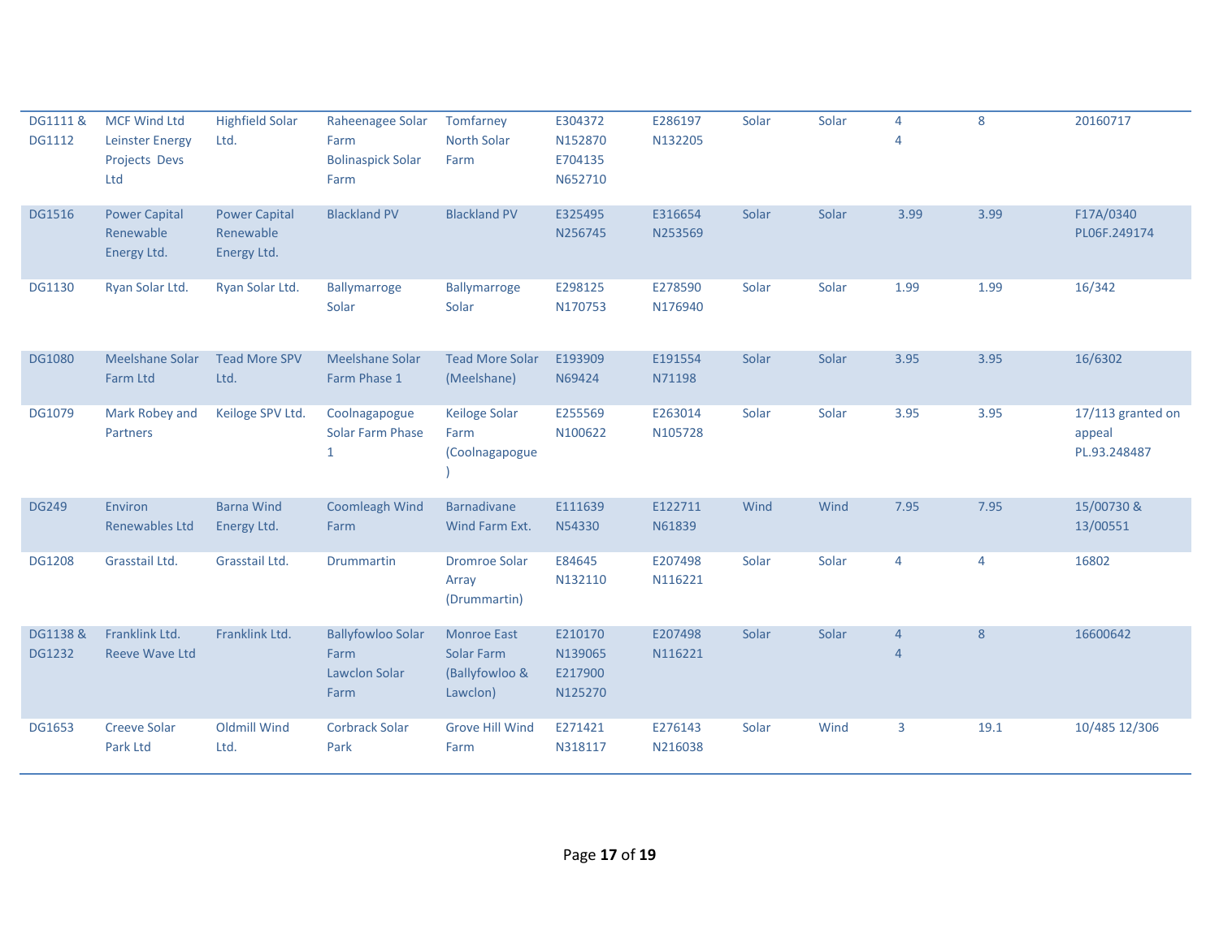| | | | | | | | | | | | |
|---|---|---|---|---|---|---|---|---|---|---|---|
| DG1111 & DG1112 | MCF Wind Ltd Leinster Energy Projects Devs Ltd | Highfield Solar Ltd. | Raheenagee Solar Farm Bolinaspick Solar Farm | Tomfarney North Solar Farm | E304372 N152870 E704135 N652710 | E286197 N132205 | Solar | Solar | 4 4 | 8 | 20160717 |
| DG1516 | Power Capital Renewable Energy Ltd. | Power Capital Renewable Energy Ltd. | Blackland PV | Blackland PV | E325495 N256745 | E316654 N253569 | Solar | Solar | 3.99 | 3.99 | F17A/0340 PL06F.249174 |
| DG1130 | Ryan Solar Ltd. | Ryan Solar Ltd. | Ballymarroge Solar | Ballymarroge Solar | E298125 N170753 | E278590 N176940 | Solar | Solar | 1.99 | 1.99 | 16/342 |
| DG1080 | Meelshane Solar Farm Ltd | Tead More SPV Ltd. | Meelshane Solar Farm Phase 1 | Tead More Solar (Meelshane) | E193909 N69424 | E191554 N71198 | Solar | Solar | 3.95 | 3.95 | 16/6302 |
| DG1079 | Mark Robey and Partners | Keiloge SPV Ltd. | Coolnagapogue Solar Farm Phase 1 | Keiloge Solar Farm (Coolnagapogue ) | E255569 N100622 | E263014 N105728 | Solar | Solar | 3.95 | 3.95 | 17/113 granted on appeal PL.93.248487 |
| DG249 | Environ Renewables Ltd | Barna Wind Energy Ltd. | Coomleagh Wind Farm | Barnadivane Wind Farm Ext. | E111639 N54330 | E122711 N61839 | Wind | Wind | 7.95 | 7.95 | 15/00730 & 13/00551 |
| DG1208 | Grasstail Ltd. | Grasstail Ltd. | Drummartin | Dromroe Solar Array (Drummartin) | E84645 N132110 | E207498 N116221 | Solar | Solar | 4 | 4 | 16802 |
| DG1138 & DG1232 | Franklink Ltd. Reeve Wave Ltd | Franklink Ltd. | Ballyfowloo Solar Farm Lawclon Solar Farm | Monroe East Solar Farm (Ballyfowloo & Lawclon) | E210170 N139065 E217900 N125270 | E207498 N116221 | Solar | Solar | 4 4 | 8 | 16600642 |
| DG1653 | Creeve Solar Park Ltd | Oldmill Wind Ltd. | Corbrack Solar Park | Grove Hill Wind Farm | E271421 N318117 | E276143 N216038 | Solar | Wind | 3 | 19.1 | 10/485 12/306 |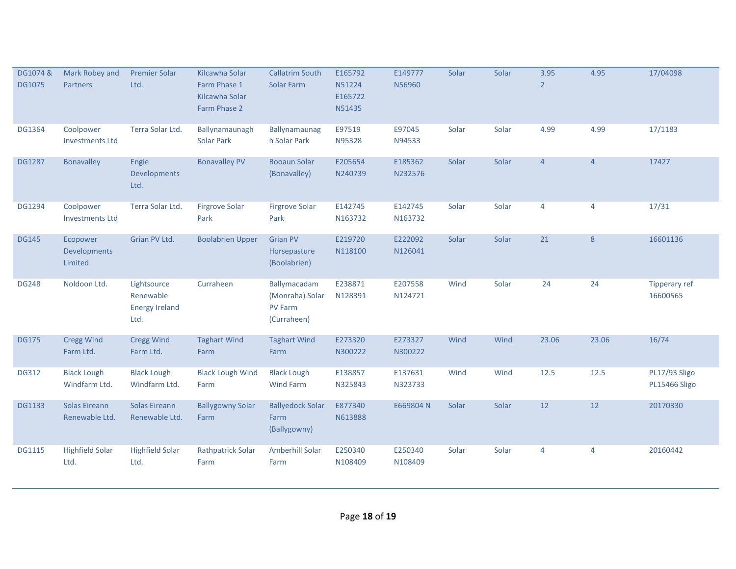| | | | | | | | | | | | |
|---|---|---|---|---|---|---|---|---|---|---|---|
| DG1074 & DG1075 | Mark Robey and Partners | Premier Solar Ltd. | Kilcawha Solar Farm Phase 1 Kilcawha Solar Farm Phase 2 | Callatrim South Solar Farm | E165792 N51224 E165722 N51435 | E149777 N56960 | Solar | Solar | 3.95 2 | 4.95 | 17/04098 |
| DG1364 | Coolpower Investments Ltd | Terra Solar Ltd. | Ballynamaunagh Solar Park | Ballynamaunagh Solar Park | E97519 N95328 | E97045 N94533 | Solar | Solar | 4.99 | 4.99 | 17/1183 |
| DG1287 | Bonavalley | Engie Developments Ltd. | Bonavalley PV | Rooaun Solar (Bonavalley) | E205654 N240739 | E185362 N232576 | Solar | Solar | 4 | 4 | 17427 |
| DG1294 | Coolpower Investments Ltd | Terra Solar Ltd. | Firgrove Solar Park | Firgrove Solar Park | E142745 N163732 | E142745 N163732 | Solar | Solar | 4 | 4 | 17/31 |
| DG145 | Ecopower Developments Limited | Grian PV Ltd. | Boolabrien Upper | Grian PV Horsepasture (Boolabrien) | E219720 N118100 | E222092 N126041 | Solar | Solar | 21 | 8 | 16601136 |
| DG248 | Noldoon Ltd. | Lightsource Renewable Energy Ireland Ltd. | Curraheen | Ballymacadam (Monraha) Solar PV Farm (Curraheen) | E238871 N128391 | E207558 N124721 | Wind | Solar | 24 | 24 | Tipperary ref 16600565 |
| DG175 | Cregg Wind Farm Ltd. | Cregg Wind Farm Ltd. | Taghart Wind Farm | Taghart Wind Farm | E273320 N300222 | E273327 N300222 | Wind | Wind | 23.06 | 23.06 | 16/74 |
| DG312 | Black Lough Windfarm Ltd. | Black Lough Windfarm Ltd. | Black Lough Wind Farm | Black Lough Wind Farm | E138857 N325843 | E137631 N323733 | Wind | Wind | 12.5 | 12.5 | PL17/93 Sligo PL15466 Sligo |
| DG1133 | Solas Eireann Renewable Ltd. | Solas Eireann Renewable Ltd. | Ballygowny Solar Farm | Ballyedock Solar Farm (Ballygowny) | E877340 N613888 | E669804 N | Solar | Solar | 12 | 12 | 20170330 |
| DG1115 | Highfield Solar Ltd. | Highfield Solar Ltd. | Rathpatrick Solar Farm | Amberhill Solar Farm | E250340 N108409 | E250340 N108409 | Solar | Solar | 4 | 4 | 20160442 |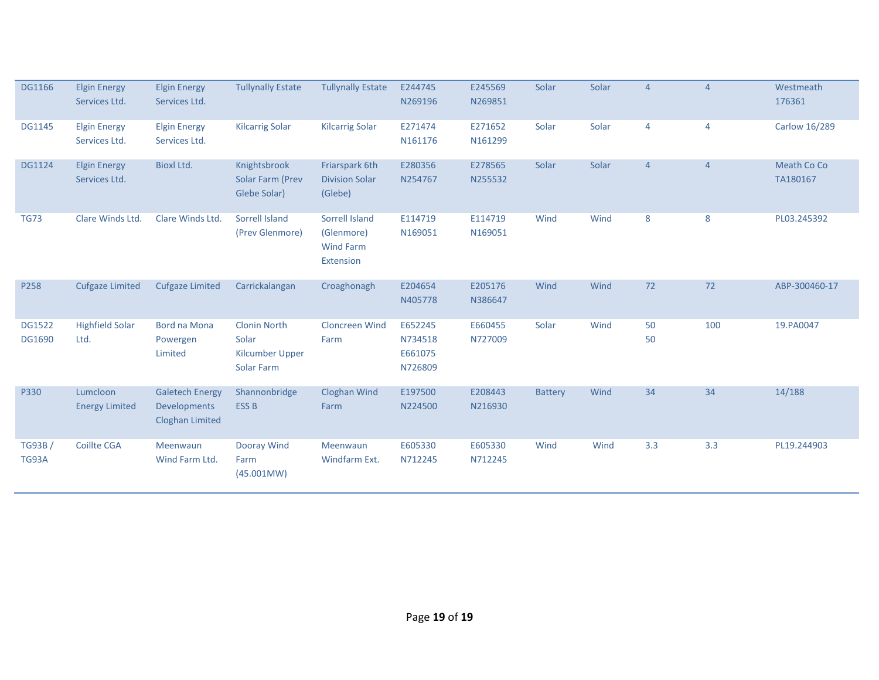| | | | | | | | | | | | |
|---|---|---|---|---|---|---|---|---|---|---|---|
| DG1166 | Elgin Energy Services Ltd. | Elgin Energy Services Ltd. | Tullynally Estate | Tullynally Estate | E244745 N269196 | E245569 N269851 | Solar | Solar | 4 | 4 | Westmeath 176361 |
| DG1145 | Elgin Energy Services Ltd. | Elgin Energy Services Ltd. | Kilcarrig Solar | Kilcarrig Solar | E271474 N161176 | E271652 N161299 | Solar | Solar | 4 | 4 | Carlow 16/289 |
| DG1124 | Elgin Energy Services Ltd. | Bioxl Ltd. | Knightsbrook Solar Farm (Prev Glebe Solar) | Friarspark 6th Division Solar (Glebe) | E280356 N254767 | E278565 N255532 | Solar | Solar | 4 | 4 | Meath Co Co TA180167 |
| TG73 | Clare Winds Ltd. | Clare Winds Ltd. | Sorrell Island (Prev Glenmore) | Sorrell Island (Glenmore) Wind Farm Extension | E114719 N169051 | E114719 N169051 | Wind | Wind | 8 | 8 | PL03.245392 |
| P258 | Cufgaze Limited | Cufgaze Limited | Carrickalangan | Croaghonagh | E204654 N405778 | E205176 N386647 | Wind | Wind | 72 | 72 | ABP-300460-17 |
| DG1522 DG1690 | Highfield Solar Ltd. | Bord na Mona Powergen Limited | Clonin North Solar Kilcumber Upper Solar Farm | Cloncreen Wind Farm | E652245 N734518 E661075 N726809 | E660455 N727009 | Solar | Wind | 50 50 | 100 | 19.PA0047 |
| P330 | Lumcloon Energy Limited | Galetech Energy Developments Cloghan Limited | Shannonbridge ESS B | Cloghan Wind Farm | E197500 N224500 | E208443 N216930 | Battery | Wind | 34 | 34 | 14/188 |
| TG93B / TG93A | Coillte CGA | Meenwaun Wind Farm Ltd. | Dooray Wind Farm (45.001MW) | Meenwaun Windfarm Ext. | E605330 N712245 | E605330 N712245 | Wind | Wind | 3.3 | 3.3 | PL19.244903 |